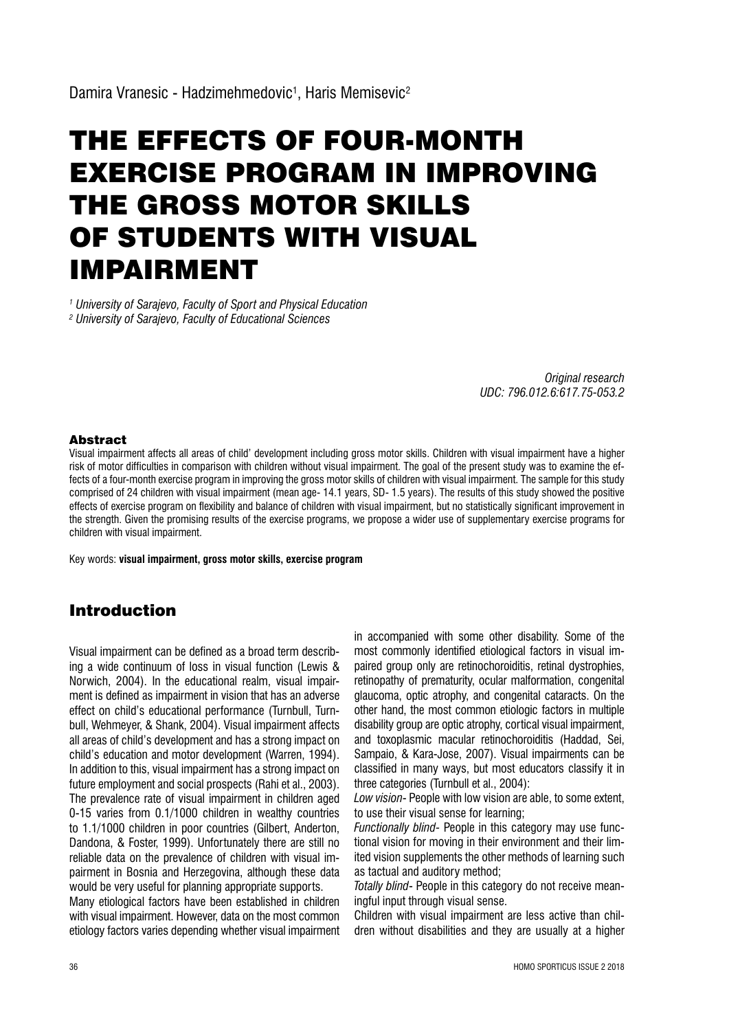Damira Vranesic - Hadzimehmedovic[1], Haris Memisevic[2]

# THE EFFECTS OF FOUR-MONTH EXERCISE PROGRAM IN IMPROVING THE GROSS MOTOR SKILLS OF STUDENTS WITH VISUAL IMPAIRMENT

*[1] University of Sarajevo, Faculty of Sport and Physical Education*
*[2] University of Sarajevo, Faculty of Educational Sciences*

*Original research*
*UDC: 796.012.6:617.75-053.2*

### Abstract

Visual impairment affects all areas of child' development including gross motor skills. Children with visual impairment have a higher risk of motor difficulties in comparison with children without visual impairment. The goal of the present study was to examine the effects of a four-month exercise program in improving the gross motor skills of children with visual impairment. The sample for this study comprised of 24 children with visual impairment (mean age- 14.1 years, SD- 1.5 years). The results of this study showed the positive effects of exercise program on flexibility and balance of children with visual impairment, but no statistically significant improvement in the strength. Given the promising results of the exercise programs, we propose a wider use of supplementary exercise programs for children with visual impairment.

Key words: **visual impairment, gross motor skills, exercise program**

## Introduction

Visual impairment can be defined as a broad term describing a wide continuum of loss in visual function (Lewis & Norwich, 2004). In the educational realm, visual impairment is defined as impairment in vision that has an adverse effect on child's educational performance (Turnbull, Turnbull, Wehmeyer, & Shank, 2004). Visual impairment affects all areas of child's development and has a strong impact on child's education and motor development (Warren, 1994). In addition to this, visual impairment has a strong impact on future employment and social prospects (Rahi et al., 2003). The prevalence rate of visual impairment in children aged 0-15 varies from 0.1/1000 children in wealthy countries to 1.1/1000 children in poor countries (Gilbert, Anderton, Dandona, & Foster, 1999). Unfortunately there are still no reliable data on the prevalence of children with visual impairment in Bosnia and Herzegovina, although these data would be very useful for planning appropriate supports.

Many etiological factors have been established in children with visual impairment. However, data on the most common etiology factors varies depending whether visual impairment in accompanied with some other disability. Some of the most commonly identified etiological factors in visual impaired group only are retinochoroiditis, retinal dystrophies, retinopathy of prematurity, ocular malformation, congenital glaucoma, optic atrophy, and congenital cataracts. On the other hand, the most common etiologic factors in multiple disability group are optic atrophy, cortical visual impairment, and toxoplasmic macular retinochoroiditis (Haddad, Sei, Sampaio, & Kara-Jose, 2007). Visual impairments can be classified in many ways, but most educators classify it in three categories (Turnbull et al., 2004):

*Low vision*- People with low vision are able, to some extent, to use their visual sense for learning;

*Functionally blind*- People in this category may use functional vision for moving in their environment and their limited vision supplements the other methods of learning such as tactual and auditory method;

*Totally blind*- People in this category do not receive meaningful input through visual sense.

Children with visual impairment are less active than children without disabilities and they are usually at a higher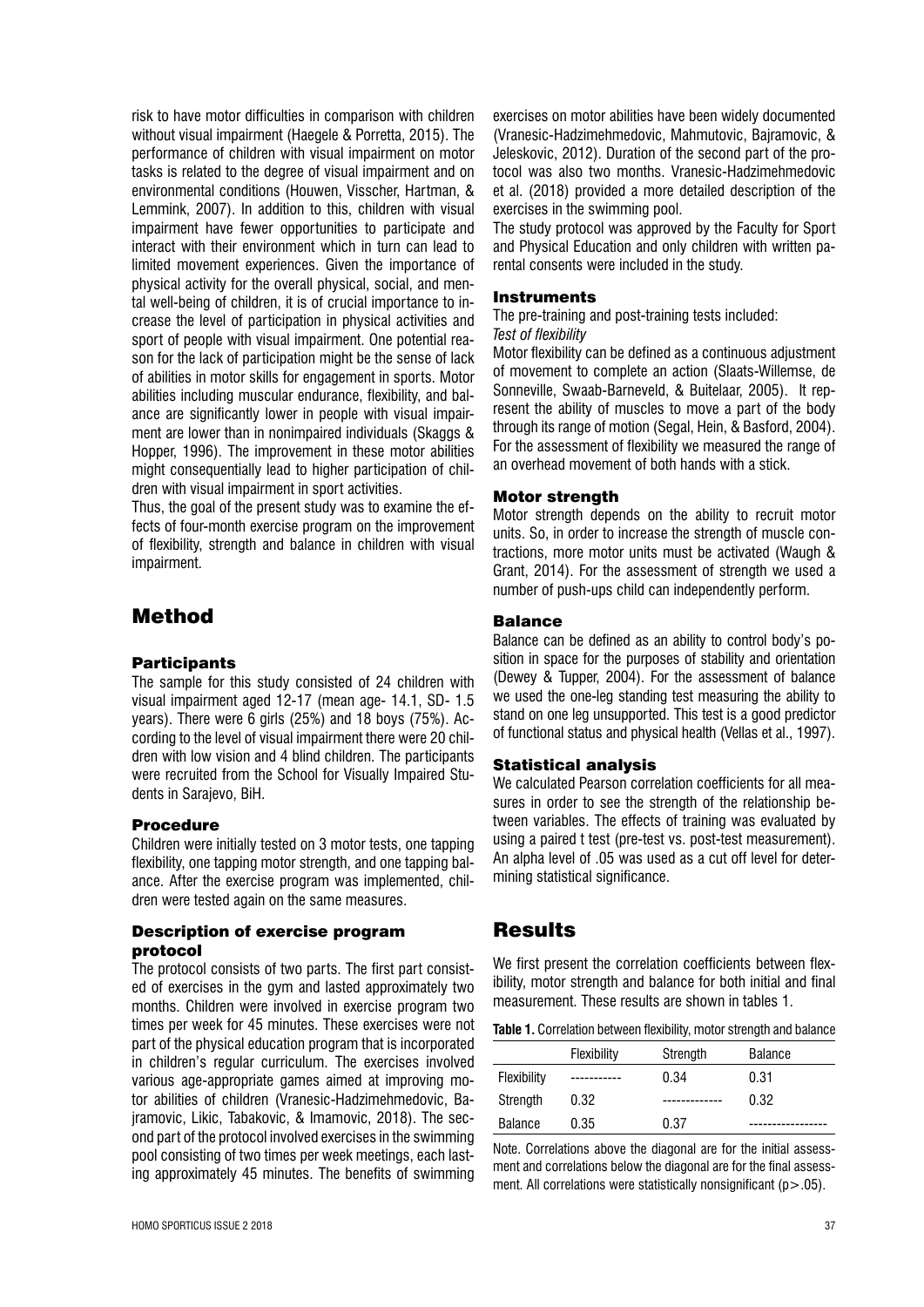risk to have motor difficulties in comparison with children without visual impairment (Haegele & Porretta, 2015). The performance of children with visual impairment on motor tasks is related to the degree of visual impairment and on environmental conditions (Houwen, Visscher, Hartman, & Lemmink, 2007). In addition to this, children with visual impairment have fewer opportunities to participate and interact with their environment which in turn can lead to limited movement experiences. Given the importance of physical activity for the overall physical, social, and mental well-being of children, it is of crucial importance to increase the level of participation in physical activities and sport of people with visual impairment. One potential reason for the lack of participation might be the sense of lack of abilities in motor skills for engagement in sports. Motor abilities including muscular endurance, flexibility, and balance are significantly lower in people with visual impairment are lower than in nonimpaired individuals (Skaggs & Hopper, 1996). The improvement in these motor abilities might consequentially lead to higher participation of children with visual impairment in sport activities.

Thus, the goal of the present study was to examine the effects of four-month exercise program on the improvement of flexibility, strength and balance in children with visual impairment.

# Method

### Participants

The sample for this study consisted of 24 children with visual impairment aged 12-17 (mean age- 14.1, SD- 1.5 years). There were 6 girls (25%) and 18 boys (75%). According to the level of visual impairment there were 20 children with low vision and 4 blind children. The participants were recruited from the School for Visually Impaired Students in Sarajevo, BiH.

### Procedure

Children were initially tested on 3 motor tests, one tapping flexibility, one tapping motor strength, and one tapping balance. After the exercise program was implemented, children were tested again on the same measures.

### Description of exercise program protocol

The protocol consists of two parts. The first part consisted of exercises in the gym and lasted approximately two months. Children were involved in exercise program two times per week for 45 minutes. These exercises were not part of the physical education program that is incorporated in children's regular curriculum. The exercises involved various age-appropriate games aimed at improving motor abilities of children (Vranesic-Hadzimehmedovic, Bajramovic, Likic, Tabakovic, & Imamovic, 2018). The second part of the protocol involved exercises in the swimming pool consisting of two times per week meetings, each lasting approximately 45 minutes. The benefits of swimming exercises on motor abilities have been widely documented (Vranesic-Hadzimehmedovic, Mahmutovic, Bajramovic, & Jeleskovic, 2012). Duration of the second part of the protocol was also two months. Vranesic-Hadzimehmedovic et al. (2018) provided a more detailed description of the exercises in the swimming pool.

The study protocol was approved by the Faculty for Sport and Physical Education and only children with written parental consents were included in the study.

### Instruments

The pre-training and post-training tests included:

*Test of flexibility*

Motor flexibility can be defined as a continuous adjustment of movement to complete an action (Slaats-Willemse, de Sonneville, Swaab-Barneveld, & Buitelaar, 2005). It represent the ability of muscles to move a part of the body through its range of motion (Segal, Hein, & Basford, 2004). For the assessment of flexibility we measured the range of an overhead movement of both hands with a stick.

### Motor strength

Motor strength depends on the ability to recruit motor units. So, in order to increase the strength of muscle contractions, more motor units must be activated (Waugh & Grant, 2014). For the assessment of strength we used a number of push-ups child can independently perform.

### Balance

Balance can be defined as an ability to control body's position in space for the purposes of stability and orientation (Dewey & Tupper, 2004). For the assessment of balance we used the one-leg standing test measuring the ability to stand on one leg unsupported. This test is a good predictor of functional status and physical health (Vellas et al., 1997).

### Statistical analysis

We calculated Pearson correlation coefficients for all measures in order to see the strength of the relationship between variables. The effects of training was evaluated by using a paired t test (pre-test vs. post-test measurement). An alpha level of .05 was used as a cut off level for determining statistical significance.

# Results

We first present the correlation coefficients between flexibility, motor strength and balance for both initial and final measurement. These results are shown in tables 1.

**Table 1.** Correlation between flexibility, motor strength and balance

| | Flexibility | Strength | Balance |
|---|---|---|---|
| Flexibility | ----------- | 0.34 | 0.31 |
| Strength | 0.32 | ------------- | 0.32 |
| Balance | 0.35 | 0.37 | ----------------- |

Note. Correlations above the diagonal are for the initial assessment and correlations below the diagonal are for the final assessment. All correlations were statistically nonsignificant ($p > .05$).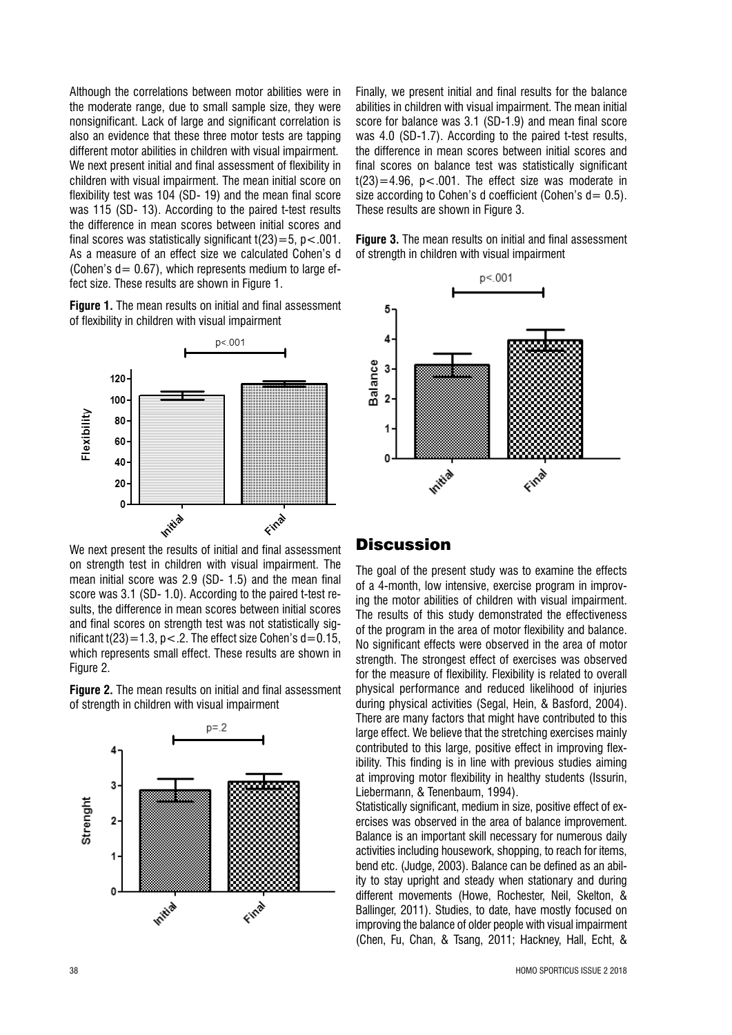Although the correlations between motor abilities were in the moderate range, due to small sample size, they were nonsignificant. Lack of large and significant correlation is also an evidence that these three motor tests are tapping different motor abilities in children with visual impairment.

We next present initial and final assessment of flexibility in children with visual impairment. The mean initial score on flexibility test was 104 (SD- 19) and the mean final score was 115 (SD- 13). According to the paired t-test results the difference in mean scores between initial scores and final scores was statistically significant $t(23)=5$, $p<.001$. As a measure of an effect size we calculated Cohen's d (Cohen's $d= 0.67$), which represents medium to large effect size. These results are shown in Figure 1.

**Figure 1.** The mean results on initial and final assessment of flexibility in children with visual impairment

We next present the results of initial and final assessment on strength test in children with visual impairment. The mean initial score was 2.9 (SD- 1.5) and the mean final score was 3.1 (SD- 1.0). According to the paired t-test results, the difference in mean scores between initial scores and final scores on strength test was not statistically significant $t(23)=1.3$, $p<.2$. The effect size Cohen's $d=0.15$, which represents small effect. These results are shown in Figure 2.

**Figure 2.** The mean results on initial and final assessment of strength in children with visual impairment

Finally, we present initial and final results for the balance abilities in children with visual impairment. The mean initial score for balance was 3.1 (SD-1.9) and mean final score was 4.0 (SD-1.7). According to the paired t-test results, the difference in mean scores between initial scores and final scores on balance test was statistically significant $t(23)=4.96$, $p<.001$. The effect size was moderate in size according to Cohen's d coefficient (Cohen's $d= 0.5$). These results are shown in Figure 3.

**Figure 3.** The mean results on initial and final assessment of strength in children with visual impairment

## Discussion

The goal of the present study was to examine the effects of a 4-month, low intensive, exercise program in improving the motor abilities of children with visual impairment. The results of this study demonstrated the effectiveness of the program in the area of motor flexibility and balance. No significant effects were observed in the area of motor strength. The strongest effect of exercises was observed for the measure of flexibility. Flexibility is related to overall physical performance and reduced likelihood of injuries during physical activities (Segal, Hein, & Basford, 2004). There are many factors that might have contributed to this large effect. We believe that the stretching exercises mainly contributed to this large, positive effect in improving flexibility. This finding is in line with previous studies aiming at improving motor flexibility in healthy students (Issurin, Liebermann, & Tenenbaum, 1994).

Statistically significant, medium in size, positive effect of exercises was observed in the area of balance improvement. Balance is an important skill necessary for numerous daily activities including housework, shopping, to reach for items, bend etc. (Judge, 2003). Balance can be defined as an ability to stay upright and steady when stationary and during different movements (Howe, Rochester, Neil, Skelton, & Ballinger, 2011). Studies, to date, have mostly focused on improving the balance of older people with visual impairment (Chen, Fu, Chan, & Tsang, 2011; Hackney, Hall, Echt, &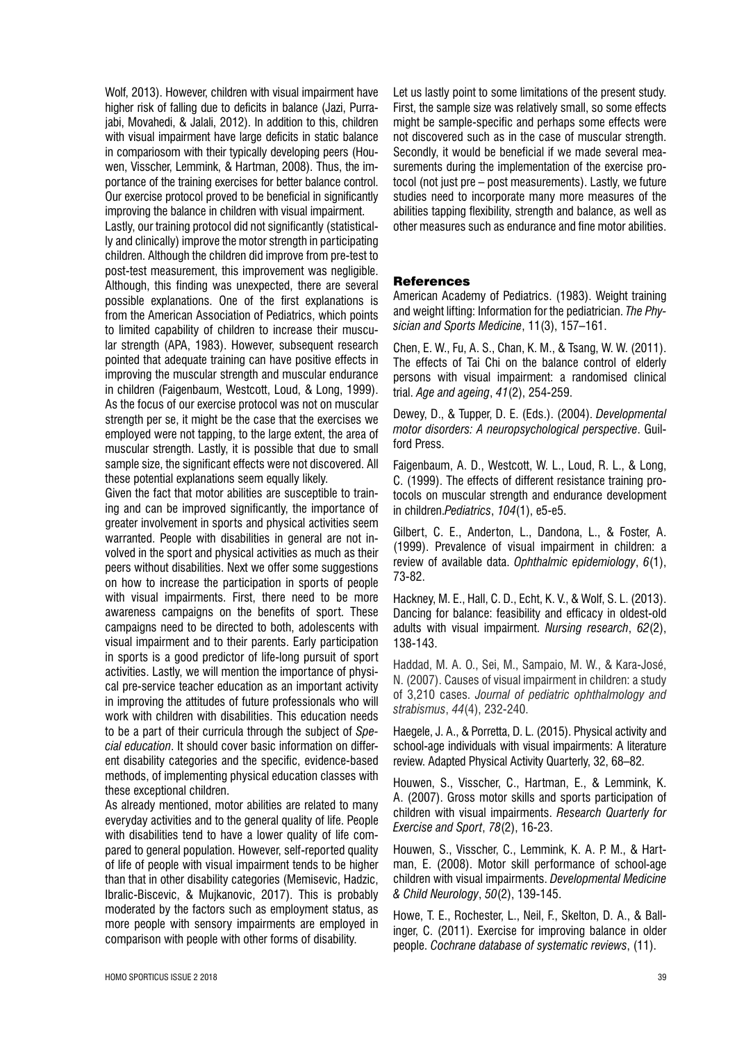Wolf, 2013). However, children with visual impairment have higher risk of falling due to deficits in balance (Jazi, Purrajabi, Movahedi, & Jalali, 2012). In addition to this, children with visual impairment have large deficits in static balance in compariosom with their typically developing peers (Houwen, Visscher, Lemmink, & Hartman, 2008). Thus, the importance of the training exercises for better balance control. Our exercise protocol proved to be beneficial in significantly improving the balance in children with visual impairment.

Lastly, our training protocol did not significantly (statistically and clinically) improve the motor strength in participating children. Although the children did improve from pre-test to post-test measurement, this improvement was negligible. Although, this finding was unexpected, there are several possible explanations. One of the first explanations is from the American Association of Pediatrics, which points to limited capability of children to increase their muscular strength (APA, 1983). However, subsequent research pointed that adequate training can have positive effects in improving the muscular strength and muscular endurance in children (Faigenbaum, Westcott, Loud, & Long, 1999). As the focus of our exercise protocol was not on muscular strength per se, it might be the case that the exercises we employed were not tapping, to the large extent, the area of muscular strength. Lastly, it is possible that due to small sample size, the significant effects were not discovered. All these potential explanations seem equally likely.

Given the fact that motor abilities are susceptible to training and can be improved significantly, the importance of greater involvement in sports and physical activities seem warranted. People with disabilities in general are not involved in the sport and physical activities as much as their peers without disabilities. Next we offer some suggestions on how to increase the participation in sports of people with visual impairments. First, there need to be more awareness campaigns on the benefits of sport. These campaigns need to be directed to both, adolescents with visual impairment and to their parents. Early participation in sports is a good predictor of life-long pursuit of sport activities. Lastly, we will mention the importance of physical pre-service teacher education as an important activity in improving the attitudes of future professionals who will work with children with disabilities. This education needs to be a part of their curricula through the subject of *Special education*. It should cover basic information on different disability categories and the specific, evidence-based methods, of implementing physical education classes with these exceptional children.

As already mentioned, motor abilities are related to many everyday activities and to the general quality of life. People with disabilities tend to have a lower quality of life compared to general population. However, self-reported quality of life of people with visual impairment tends to be higher than that in other disability categories (Memisevic, Hadzic, Ibralic-Biscevic, & Mujkanovic, 2017). This is probably moderated by the factors such as employment status, as more people with sensory impairments are employed in comparison with people with other forms of disability.

Let us lastly point to some limitations of the present study. First, the sample size was relatively small, so some effects might be sample-specific and perhaps some effects were not discovered such as in the case of muscular strength. Secondly, it would be beneficial if we made several measurements during the implementation of the exercise protocol (not just pre – post measurements). Lastly, we future studies need to incorporate many more measures of the abilities tapping flexibility, strength and balance, as well as other measures such as endurance and fine motor abilities.

## References

American Academy of Pediatrics. (1983). Weight training and weight lifting: Information for the pediatrician. *The Physician and Sports Medicine*, 11(3), 157–161.

Chen, E. W., Fu, A. S., Chan, K. M., & Tsang, W. W. (2011). The effects of Tai Chi on the balance control of elderly persons with visual impairment: a randomised clinical trial. *Age and ageing*, *41*(2), 254-259.

Dewey, D., & Tupper, D. E. (Eds.). (2004). *Developmental motor disorders: A neuropsychological perspective*. Guilford Press.

Faigenbaum, A. D., Westcott, W. L., Loud, R. L., & Long, C. (1999). The effects of different resistance training protocols on muscular strength and endurance development in children.*Pediatrics*, *104*(1), e5-e5.

Gilbert, C. E., Anderton, L., Dandona, L., & Foster, A. (1999). Prevalence of visual impairment in children: a review of available data. *Ophthalmic epidemiology*, *6*(1), 73-82.

Hackney, M. E., Hall, C. D., Echt, K. V., & Wolf, S. L. (2013). Dancing for balance: feasibility and efficacy in oldest-old adults with visual impairment. *Nursing research*, *62*(2), 138-143.

Haddad, M. A. O., Sei, M., Sampaio, M. W., & Kara-José, N. (2007). Causes of visual impairment in children: a study of 3,210 cases. *Journal of pediatric ophthalmology and strabismus*, *44*(4), 232-240.

Haegele, J. A., & Porretta, D. L. (2015). Physical activity and school-age individuals with visual impairments: A literature review. Adapted Physical Activity Quarterly, 32, 68–82.

Houwen, S., Visscher, C., Hartman, E., & Lemmink, K. A. (2007). Gross motor skills and sports participation of children with visual impairments. *Research Quarterly for Exercise and Sport*, *78*(2), 16-23.

Houwen, S., Visscher, C., Lemmink, K. A. P. M., & Hartman, E. (2008). Motor skill performance of school-age children with visual impairments. *Developmental Medicine & Child Neurology*, *50*(2), 139-145.

Howe, T. E., Rochester, L., Neil, F., Skelton, D. A., & Ballinger, C. (2011). Exercise for improving balance in older people. *Cochrane database of systematic reviews*, (11).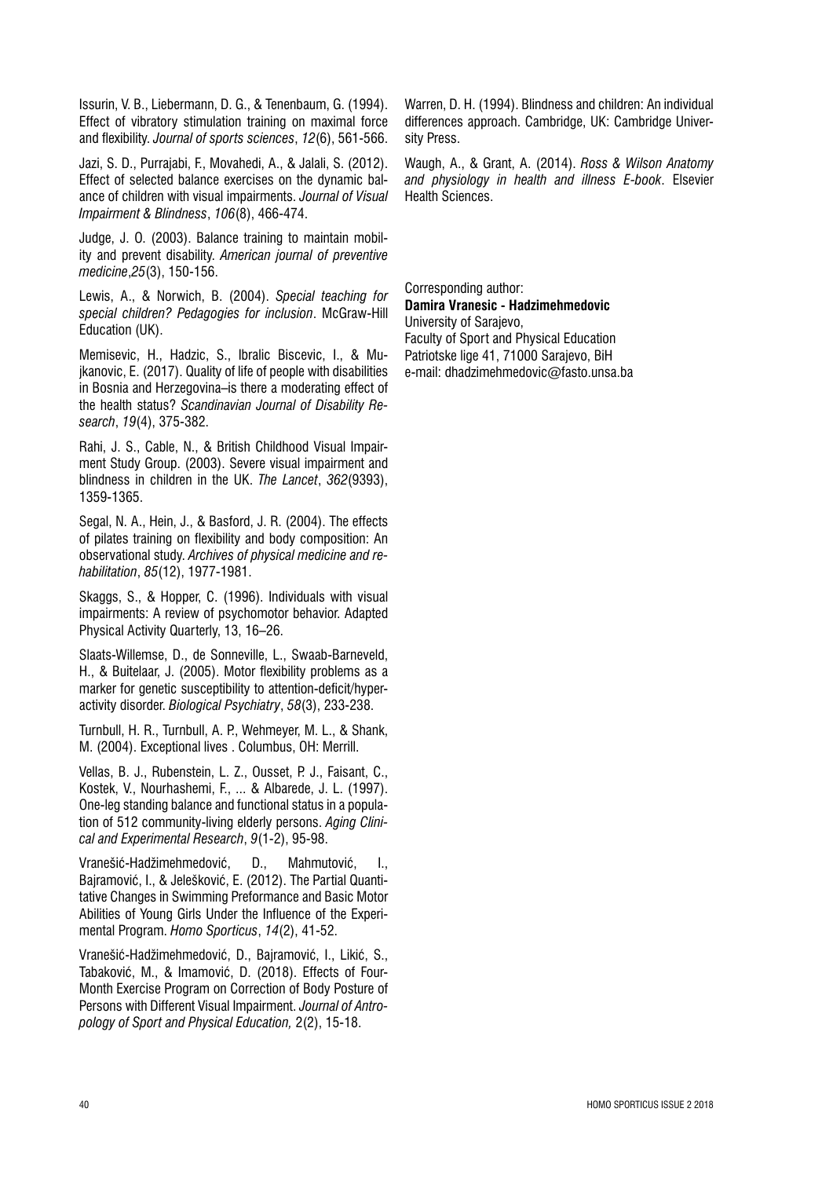Issurin, V. B., Liebermann, D. G., & Tenenbaum, G. (1994). Effect of vibratory stimulation training on maximal force and flexibility. *Journal of sports sciences*, *12*(6), 561-566.

Jazi, S. D., Purrajabi, F., Movahedi, A., & Jalali, S. (2012). Effect of selected balance exercises on the dynamic balance of children with visual impairments. *Journal of Visual Impairment & Blindness*, *106*(8), 466-474.

Judge, J. O. (2003). Balance training to maintain mobility and prevent disability. *American journal of preventive medicine*,*25*(3), 150-156.

Lewis, A., & Norwich, B. (2004). *Special teaching for special children? Pedagogies for inclusion*. McGraw-Hill Education (UK).

Memisevic, H., Hadzic, S., Ibralic Biscevic, I., & Mujkanovic, E. (2017). Quality of life of people with disabilities in Bosnia and Herzegovina–is there a moderating effect of the health status? *Scandinavian Journal of Disability Research*, *19*(4), 375-382.

Rahi, J. S., Cable, N., & British Childhood Visual Impairment Study Group. (2003). Severe visual impairment and blindness in children in the UK. *The Lancet*, *362*(9393), 1359-1365.

Segal, N. A., Hein, J., & Basford, J. R. (2004). The effects of pilates training on flexibility and body composition: An observational study. *Archives of physical medicine and rehabilitation*, *85*(12), 1977-1981.

Skaggs, S., & Hopper, C. (1996). Individuals with visual impairments: A review of psychomotor behavior. Adapted Physical Activity Quarterly, 13, 16–26.

Slaats-Willemse, D., de Sonneville, L., Swaab-Barneveld, H., & Buitelaar, J. (2005). Motor flexibility problems as a marker for genetic susceptibility to attention-deficit/hyperactivity disorder. *Biological Psychiatry*, *58*(3), 233-238.

Turnbull, H. R., Turnbull, A. P., Wehmeyer, M. L., & Shank, M. (2004). Exceptional lives . Columbus, OH: Merrill.

Vellas, B. J., Rubenstein, L. Z., Ousset, P. J., Faisant, C., Kostek, V., Nourhashemi, F., ... & Albarede, J. L. (1997). One-leg standing balance and functional status in a population of 512 community-living elderly persons. *Aging Clinical and Experimental Research*, *9*(1-2), 95-98.

Vranešić-Hadžimehmedović, D., Mahmutović, I., Bajramović, I., & Jelešković, E. (2012). The Partial Quantitative Changes in Swimming Preformance and Basic Motor Abilities of Young Girls Under the Influence of the Experimental Program. *Homo Sporticus*, *14*(2), 41-52.

Vranešić-Hadžimehmedović, D., Bajramović, I., Likić, S., Tabaković, M., & Imamović, D. (2018). Effects of Four-Month Exercise Program on Correction of Body Posture of Persons with Different Visual Impairment. *Journal of Antropology of Sport and Physical Education,* 2(2), 15-18.

Warren, D. H. (1994). Blindness and children: An individual differences approach. Cambridge, UK: Cambridge University Press.

Waugh, A., & Grant, A. (2014). *Ross & Wilson Anatomy and physiology in health and illness E-book*. Elsevier Health Sciences.

Corresponding author:
**Damira Vranesic - Hadzimehmedovic**
University of Sarajevo,
Faculty of Sport and Physical Education
Patriotske lige 41, 71000 Sarajevo, BiH
e-mail: dhadzimehmedovic@fasto.unsa.ba